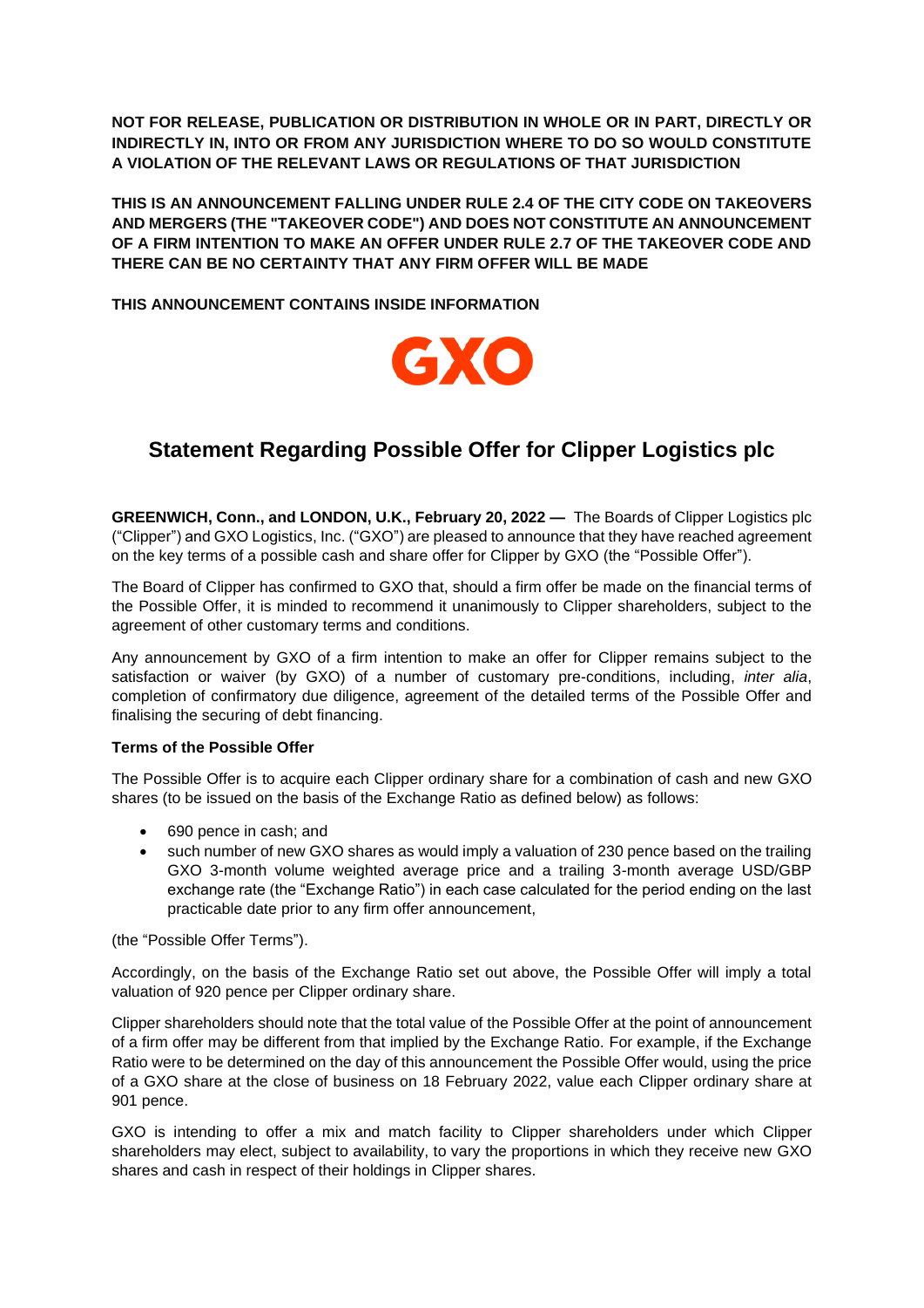**NOT FOR RELEASE, PUBLICATION OR DISTRIBUTION IN WHOLE OR IN PART, DIRECTLY OR INDIRECTLY IN, INTO OR FROM ANY JURISDICTION WHERE TO DO SO WOULD CONSTITUTE A VIOLATION OF THE RELEVANT LAWS OR REGULATIONS OF THAT JURISDICTION**

**THIS IS AN ANNOUNCEMENT FALLING UNDER RULE 2.4 OF THE CITY CODE ON TAKEOVERS AND MERGERS (THE "TAKEOVER CODE") AND DOES NOT CONSTITUTE AN ANNOUNCEMENT OF A FIRM INTENTION TO MAKE AN OFFER UNDER RULE 2.7 OF THE TAKEOVER CODE AND THERE CAN BE NO CERTAINTY THAT ANY FIRM OFFER WILL BE MADE**

**THIS ANNOUNCEMENT CONTAINS INSIDE INFORMATION**

GXO

# Statement Regarding Possible Offer for Clipper Logistics plc

**GREENWICH, Conn., and LONDON, U.K., February 20, 2022 —** The Boards of Clipper Logistics plc ("Clipper") and GXO Logistics, Inc. ("GXO") are pleased to announce that they have reached agreement on the key terms of a possible cash and share offer for Clipper by GXO (the "Possible Offer").

The Board of Clipper has confirmed to GXO that, should a firm offer be made on the financial terms of the Possible Offer, it is minded to recommend it unanimously to Clipper shareholders, subject to the agreement of other customary terms and conditions.

Any announcement by GXO of a firm intention to make an offer for Clipper remains subject to the satisfaction or waiver (by GXO) of a number of customary pre-conditions, including, *inter alia*, completion of confirmatory due diligence, agreement of the detailed terms of the Possible Offer and finalising the securing of debt financing.

**Terms of the Possible Offer**

The Possible Offer is to acquire each Clipper ordinary share for a combination of cash and new GXO shares (to be issued on the basis of the Exchange Ratio as defined below) as follows:

- 690 pence in cash; and
- such number of new GXO shares as would imply a valuation of 230 pence based on the trailing GXO 3-month volume weighted average price and a trailing 3-month average USD/GBP exchange rate (the "Exchange Ratio") in each case calculated for the period ending on the last practicable date prior to any firm offer announcement,

(the "Possible Offer Terms").

Accordingly, on the basis of the Exchange Ratio set out above, the Possible Offer will imply a total valuation of 920 pence per Clipper ordinary share.

Clipper shareholders should note that the total value of the Possible Offer at the point of announcement of a firm offer may be different from that implied by the Exchange Ratio. For example, if the Exchange Ratio were to be determined on the day of this announcement the Possible Offer would, using the price of a GXO share at the close of business on 18 February 2022, value each Clipper ordinary share at 901 pence.

GXO is intending to offer a mix and match facility to Clipper shareholders under which Clipper shareholders may elect, subject to availability, to vary the proportions in which they receive new GXO shares and cash in respect of their holdings in Clipper shares.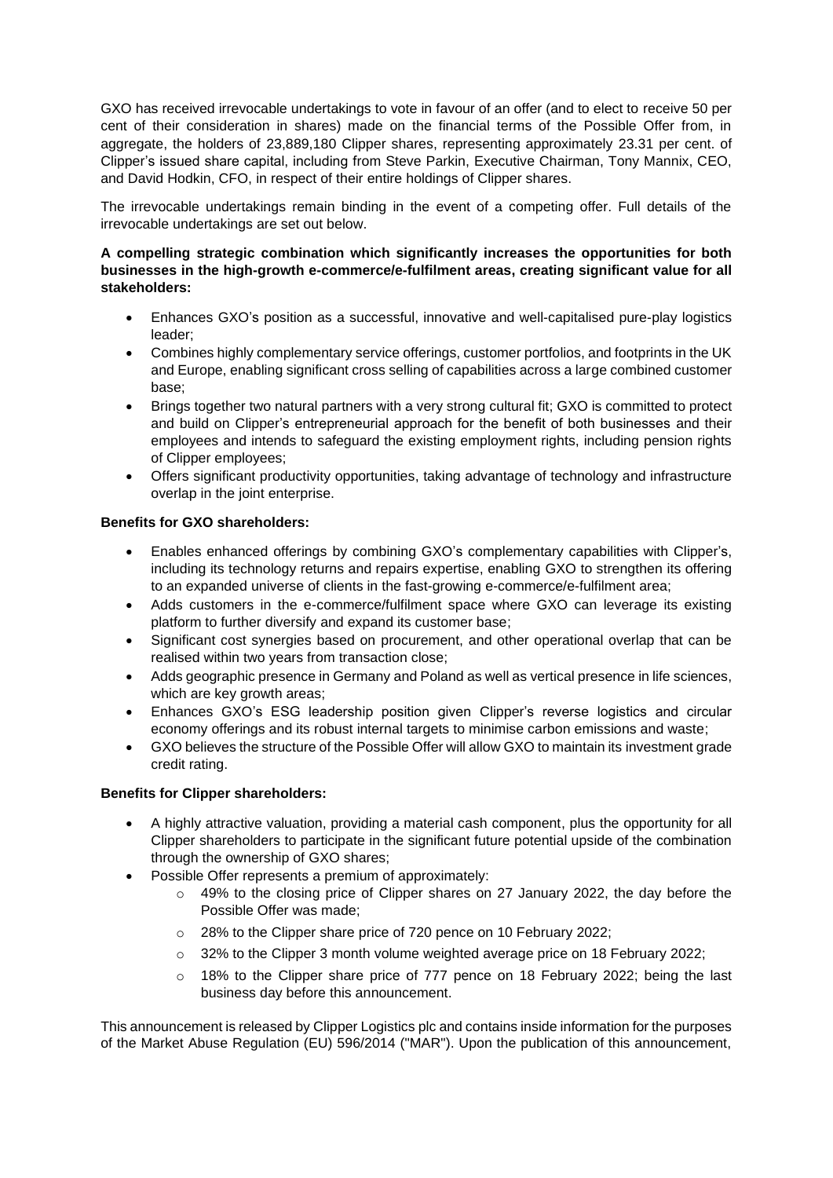GXO has received irrevocable undertakings to vote in favour of an offer (and to elect to receive 50 per cent of their consideration in shares) made on the financial terms of the Possible Offer from, in aggregate, the holders of 23,889,180 Clipper shares, representing approximately 23.31 per cent. of Clipper's issued share capital, including from Steve Parkin, Executive Chairman, Tony Mannix, CEO, and David Hodkin, CFO, in respect of their entire holdings of Clipper shares.

The irrevocable undertakings remain binding in the event of a competing offer. Full details of the irrevocable undertakings are set out below.

**A compelling strategic combination which significantly increases the opportunities for both businesses in the high-growth e-commerce/e-fulfilment areas, creating significant value for all stakeholders:**

- Enhances GXO's position as a successful, innovative and well-capitalised pure-play logistics leader;
- Combines highly complementary service offerings, customer portfolios, and footprints in the UK and Europe, enabling significant cross selling of capabilities across a large combined customer base;
- Brings together two natural partners with a very strong cultural fit; GXO is committed to protect and build on Clipper's entrepreneurial approach for the benefit of both businesses and their employees and intends to safeguard the existing employment rights, including pension rights of Clipper employees;
- Offers significant productivity opportunities, taking advantage of technology and infrastructure overlap in the joint enterprise.

**Benefits for GXO shareholders:**

- Enables enhanced offerings by combining GXO's complementary capabilities with Clipper's, including its technology returns and repairs expertise, enabling GXO to strengthen its offering to an expanded universe of clients in the fast-growing e-commerce/e-fulfilment area;
- Adds customers in the e-commerce/fulfilment space where GXO can leverage its existing platform to further diversify and expand its customer base;
- Significant cost synergies based on procurement, and other operational overlap that can be realised within two years from transaction close;
- Adds geographic presence in Germany and Poland as well as vertical presence in life sciences, which are key growth areas;
- Enhances GXO's ESG leadership position given Clipper's reverse logistics and circular economy offerings and its robust internal targets to minimise carbon emissions and waste;
- GXO believes the structure of the Possible Offer will allow GXO to maintain its investment grade credit rating.

**Benefits for Clipper shareholders:**

- A highly attractive valuation, providing a material cash component, plus the opportunity for all Clipper shareholders to participate in the significant future potential upside of the combination through the ownership of GXO shares;
- Possible Offer represents a premium of approximately:
  - 49% to the closing price of Clipper shares on 27 January 2022, the day before the Possible Offer was made;
  - 28% to the Clipper share price of 720 pence on 10 February 2022;
  - 32% to the Clipper 3 month volume weighted average price on 18 February 2022;
  - 18% to the Clipper share price of 777 pence on 18 February 2022; being the last business day before this announcement.

This announcement is released by Clipper Logistics plc and contains inside information for the purposes of the Market Abuse Regulation (EU) 596/2014 ("MAR"). Upon the publication of this announcement,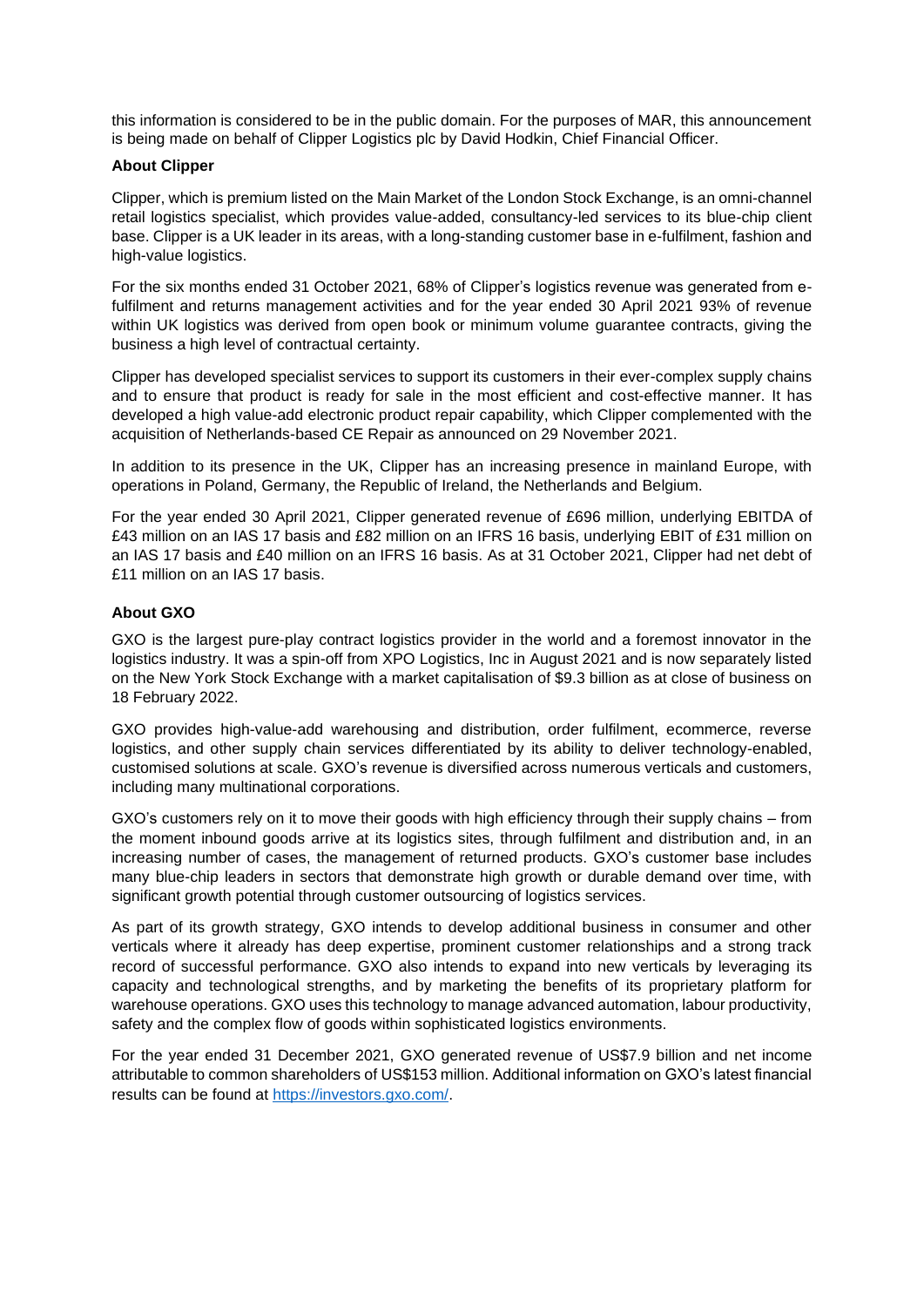this information is considered to be in the public domain. For the purposes of MAR, this announcement is being made on behalf of Clipper Logistics plc by David Hodkin, Chief Financial Officer.

**About Clipper**

Clipper, which is premium listed on the Main Market of the London Stock Exchange, is an omni-channel retail logistics specialist, which provides value-added, consultancy-led services to its blue-chip client base. Clipper is a UK leader in its areas, with a long-standing customer base in e-fulfilment, fashion and high-value logistics.

For the six months ended 31 October 2021, 68% of Clipper's logistics revenue was generated from e-fulfilment and returns management activities and for the year ended 30 April 2021 93% of revenue within UK logistics was derived from open book or minimum volume guarantee contracts, giving the business a high level of contractual certainty.

Clipper has developed specialist services to support its customers in their ever-complex supply chains and to ensure that product is ready for sale in the most efficient and cost-effective manner. It has developed a high value-add electronic product repair capability, which Clipper complemented with the acquisition of Netherlands-based CE Repair as announced on 29 November 2021.

In addition to its presence in the UK, Clipper has an increasing presence in mainland Europe, with operations in Poland, Germany, the Republic of Ireland, the Netherlands and Belgium.

For the year ended 30 April 2021, Clipper generated revenue of £696 million, underlying EBITDA of £43 million on an IAS 17 basis and £82 million on an IFRS 16 basis, underlying EBIT of £31 million on an IAS 17 basis and £40 million on an IFRS 16 basis. As at 31 October 2021, Clipper had net debt of £11 million on an IAS 17 basis.

**About GXO**

GXO is the largest pure-play contract logistics provider in the world and a foremost innovator in the logistics industry. It was a spin-off from XPO Logistics, Inc in August 2021 and is now separately listed on the New York Stock Exchange with a market capitalisation of $9.3 billion as at close of business on 18 February 2022.

GXO provides high-value-add warehousing and distribution, order fulfilment, ecommerce, reverse logistics, and other supply chain services differentiated by its ability to deliver technology-enabled, customised solutions at scale. GXO's revenue is diversified across numerous verticals and customers, including many multinational corporations.

GXO's customers rely on it to move their goods with high efficiency through their supply chains – from the moment inbound goods arrive at its logistics sites, through fulfilment and distribution and, in an increasing number of cases, the management of returned products. GXO's customer base includes many blue-chip leaders in sectors that demonstrate high growth or durable demand over time, with significant growth potential through customer outsourcing of logistics services.

As part of its growth strategy, GXO intends to develop additional business in consumer and other verticals where it already has deep expertise, prominent customer relationships and a strong track record of successful performance. GXO also intends to expand into new verticals by leveraging its capacity and technological strengths, and by marketing the benefits of its proprietary platform for warehouse operations. GXO uses this technology to manage advanced automation, labour productivity, safety and the complex flow of goods within sophisticated logistics environments.

For the year ended 31 December 2021, GXO generated revenue of US$7.9 billion and net income attributable to common shareholders of US$153 million. Additional information on GXO's latest financial results can be found at [https://investors.gxo.com/](https://investors.gxo.com/).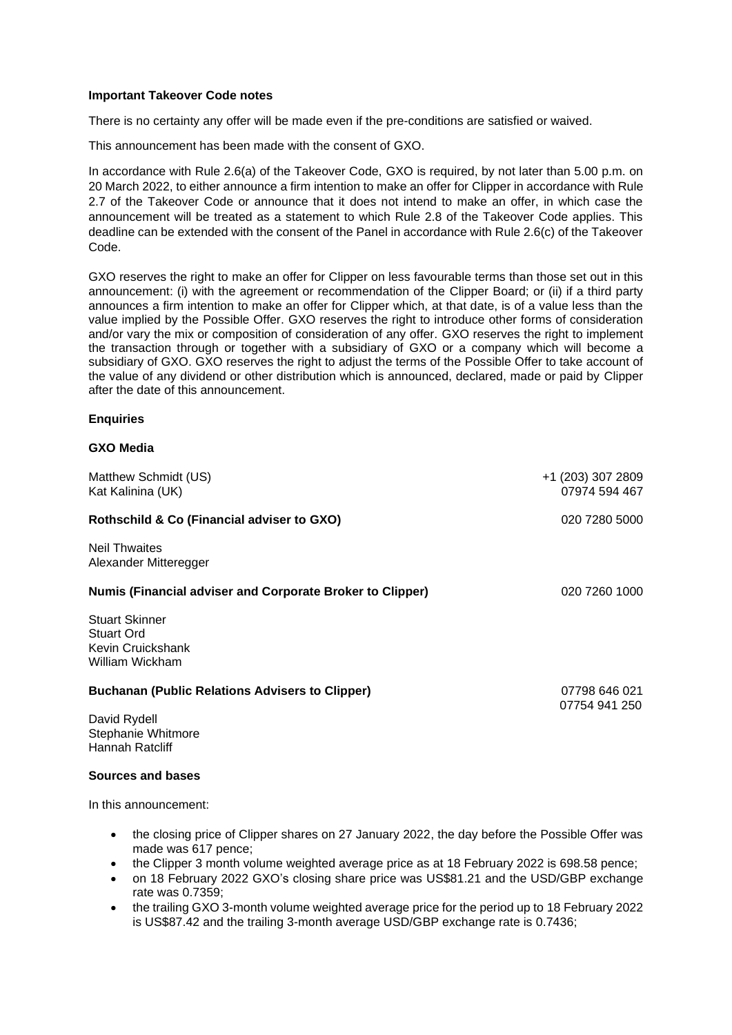**Important Takeover Code notes**

There is no certainty any offer will be made even if the pre-conditions are satisfied or waived.

This announcement has been made with the consent of GXO.

In accordance with Rule 2.6(a) of the Takeover Code, GXO is required, by not later than 5.00 p.m. on 20 March 2022, to either announce a firm intention to make an offer for Clipper in accordance with Rule 2.7 of the Takeover Code or announce that it does not intend to make an offer, in which case the announcement will be treated as a statement to which Rule 2.8 of the Takeover Code applies. This deadline can be extended with the consent of the Panel in accordance with Rule 2.6(c) of the Takeover Code.

GXO reserves the right to make an offer for Clipper on less favourable terms than those set out in this announcement: (i) with the agreement or recommendation of the Clipper Board; or (ii) if a third party announces a firm intention to make an offer for Clipper which, at that date, is of a value less than the value implied by the Possible Offer. GXO reserves the right to introduce other forms of consideration and/or vary the mix or composition of consideration of any offer. GXO reserves the right to implement the transaction through or together with a subsidiary of GXO or a company which will become a subsidiary of GXO. GXO reserves the right to adjust the terms of the Possible Offer to take account of the value of any dividend or other distribution which is announced, declared, made or paid by Clipper after the date of this announcement.

**Enquiries**

**GXO Media**

| | |
|---|---|
| Matthew Schmidt (US) | +1 (203) 307 2809 |
| Kat Kalinina (UK) | 07974 594 467 |

**Rothschild & Co (Financial adviser to GXO)** 020 7280 5000

Neil Thwaites
Alexander Mitteregger

**Numis (Financial adviser and Corporate Broker to Clipper)** 020 7260 1000

Stuart Skinner
Stuart Ord
Kevin Cruickshank
William Wickham

**Buchanan (Public Relations Advisers to Clipper)** 07798 646 021
07754 941 250

David Rydell
Stephanie Whitmore
Hannah Ratcliff

**Sources and bases**

In this announcement:

- the closing price of Clipper shares on 27 January 2022, the day before the Possible Offer was made was 617 pence;
- the Clipper 3 month volume weighted average price as at 18 February 2022 is 698.58 pence;
- on 18 February 2022 GXO's closing share price was US$81.21 and the USD/GBP exchange rate was 0.7359;
- the trailing GXO 3-month volume weighted average price for the period up to 18 February 2022 is US$87.42 and the trailing 3-month average USD/GBP exchange rate is 0.7436;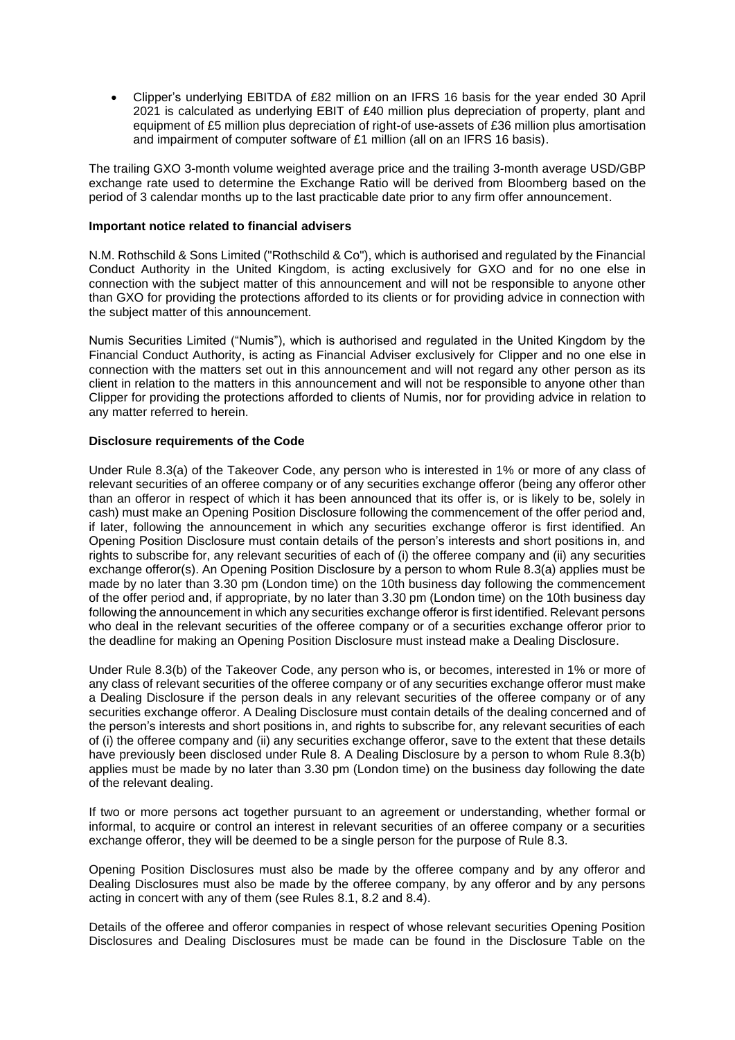- Clipper's underlying EBITDA of £82 million on an IFRS 16 basis for the year ended 30 April 2021 is calculated as underlying EBIT of £40 million plus depreciation of property, plant and equipment of £5 million plus depreciation of right-of use-assets of £36 million plus amortisation and impairment of computer software of £1 million (all on an IFRS 16 basis).

The trailing GXO 3-month volume weighted average price and the trailing 3-month average USD/GBP exchange rate used to determine the Exchange Ratio will be derived from Bloomberg based on the period of 3 calendar months up to the last practicable date prior to any firm offer announcement.

**Important notice related to financial advisers**

N.M. Rothschild & Sons Limited ("Rothschild & Co"), which is authorised and regulated by the Financial Conduct Authority in the United Kingdom, is acting exclusively for GXO and for no one else in connection with the subject matter of this announcement and will not be responsible to anyone other than GXO for providing the protections afforded to its clients or for providing advice in connection with the subject matter of this announcement.

Numis Securities Limited ("Numis"), which is authorised and regulated in the United Kingdom by the Financial Conduct Authority, is acting as Financial Adviser exclusively for Clipper and no one else in connection with the matters set out in this announcement and will not regard any other person as its client in relation to the matters in this announcement and will not be responsible to anyone other than Clipper for providing the protections afforded to clients of Numis, nor for providing advice in relation to any matter referred to herein.

**Disclosure requirements of the Code**

Under Rule 8.3(a) of the Takeover Code, any person who is interested in 1% or more of any class of relevant securities of an offeree company or of any securities exchange offeror (being any offeror other than an offeror in respect of which it has been announced that its offer is, or is likely to be, solely in cash) must make an Opening Position Disclosure following the commencement of the offer period and, if later, following the announcement in which any securities exchange offeror is first identified. An Opening Position Disclosure must contain details of the person's interests and short positions in, and rights to subscribe for, any relevant securities of each of (i) the offeree company and (ii) any securities exchange offeror(s). An Opening Position Disclosure by a person to whom Rule 8.3(a) applies must be made by no later than 3.30 pm (London time) on the 10th business day following the commencement of the offer period and, if appropriate, by no later than 3.30 pm (London time) on the 10th business day following the announcement in which any securities exchange offeror is first identified. Relevant persons who deal in the relevant securities of the offeree company or of a securities exchange offeror prior to the deadline for making an Opening Position Disclosure must instead make a Dealing Disclosure.

Under Rule 8.3(b) of the Takeover Code, any person who is, or becomes, interested in 1% or more of any class of relevant securities of the offeree company or of any securities exchange offeror must make a Dealing Disclosure if the person deals in any relevant securities of the offeree company or of any securities exchange offeror. A Dealing Disclosure must contain details of the dealing concerned and of the person's interests and short positions in, and rights to subscribe for, any relevant securities of each of (i) the offeree company and (ii) any securities exchange offeror, save to the extent that these details have previously been disclosed under Rule 8. A Dealing Disclosure by a person to whom Rule 8.3(b) applies must be made by no later than 3.30 pm (London time) on the business day following the date of the relevant dealing.

If two or more persons act together pursuant to an agreement or understanding, whether formal or informal, to acquire or control an interest in relevant securities of an offeree company or a securities exchange offeror, they will be deemed to be a single person for the purpose of Rule 8.3.

Opening Position Disclosures must also be made by the offeree company and by any offeror and Dealing Disclosures must also be made by the offeree company, by any offeror and by any persons acting in concert with any of them (see Rules 8.1, 8.2 and 8.4).

Details of the offeree and offeror companies in respect of whose relevant securities Opening Position Disclosures and Dealing Disclosures must be made can be found in the Disclosure Table on the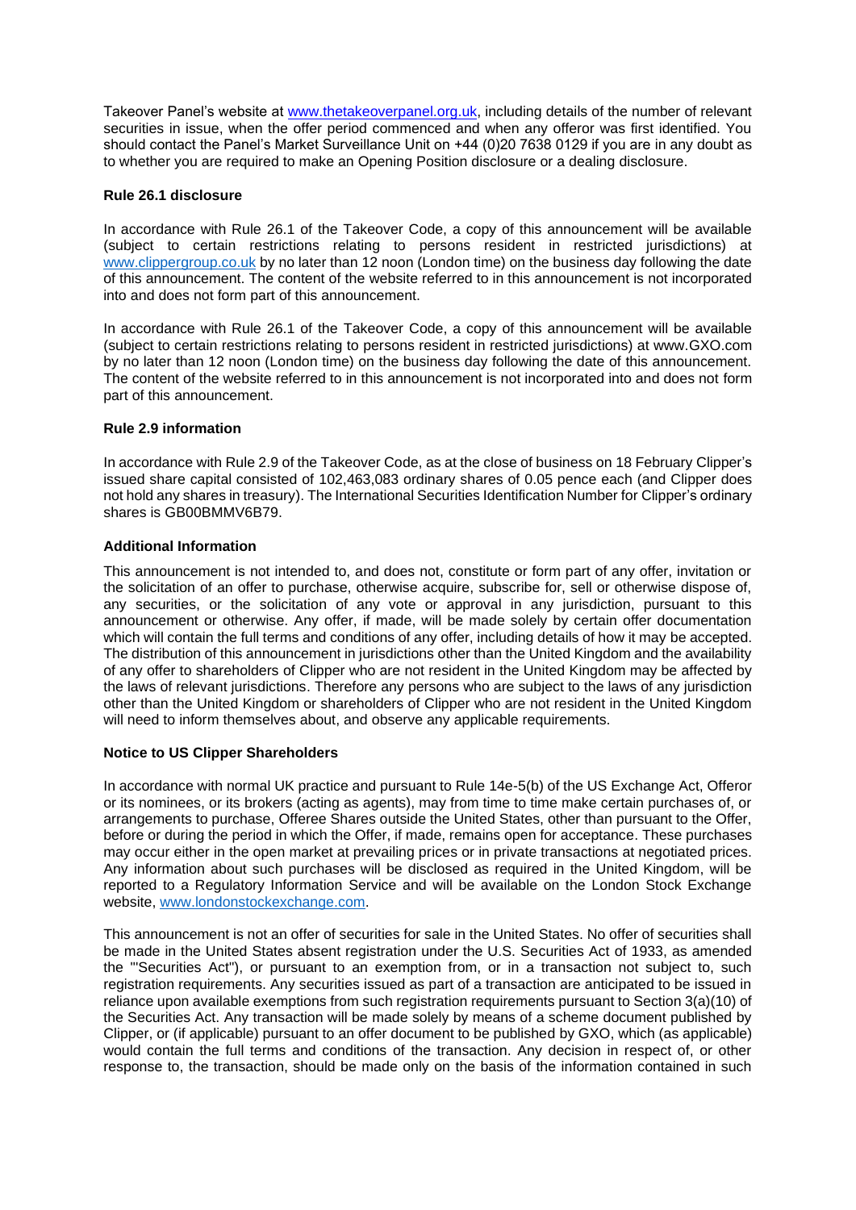Takeover Panel's website at www.thetakeoverpanel.org.uk, including details of the number of relevant securities in issue, when the offer period commenced and when any offeror was first identified. You should contact the Panel's Market Surveillance Unit on +44 (0)20 7638 0129 if you are in any doubt as to whether you are required to make an Opening Position disclosure or a dealing disclosure.

**Rule 26.1 disclosure**

In accordance with Rule 26.1 of the Takeover Code, a copy of this announcement will be available (subject to certain restrictions relating to persons resident in restricted jurisdictions) at www.clippergroup.co.uk by no later than 12 noon (London time) on the business day following the date of this announcement. The content of the website referred to in this announcement is not incorporated into and does not form part of this announcement.

In accordance with Rule 26.1 of the Takeover Code, a copy of this announcement will be available (subject to certain restrictions relating to persons resident in restricted jurisdictions) at www.GXO.com by no later than 12 noon (London time) on the business day following the date of this announcement. The content of the website referred to in this announcement is not incorporated into and does not form part of this announcement.

**Rule 2.9 information**

In accordance with Rule 2.9 of the Takeover Code, as at the close of business on 18 February Clipper's issued share capital consisted of 102,463,083 ordinary shares of 0.05 pence each (and Clipper does not hold any shares in treasury). The International Securities Identification Number for Clipper's ordinary shares is GB00BMMV6B79.

**Additional Information**

This announcement is not intended to, and does not, constitute or form part of any offer, invitation or the solicitation of an offer to purchase, otherwise acquire, subscribe for, sell or otherwise dispose of, any securities, or the solicitation of any vote or approval in any jurisdiction, pursuant to this announcement or otherwise. Any offer, if made, will be made solely by certain offer documentation which will contain the full terms and conditions of any offer, including details of how it may be accepted. The distribution of this announcement in jurisdictions other than the United Kingdom and the availability of any offer to shareholders of Clipper who are not resident in the United Kingdom may be affected by the laws of relevant jurisdictions. Therefore any persons who are subject to the laws of any jurisdiction other than the United Kingdom or shareholders of Clipper who are not resident in the United Kingdom will need to inform themselves about, and observe any applicable requirements.

**Notice to US Clipper Shareholders**

In accordance with normal UK practice and pursuant to Rule 14e-5(b) of the US Exchange Act, Offeror or its nominees, or its brokers (acting as agents), may from time to time make certain purchases of, or arrangements to purchase, Offeree Shares outside the United States, other than pursuant to the Offer, before or during the period in which the Offer, if made, remains open for acceptance. These purchases may occur either in the open market at prevailing prices or in private transactions at negotiated prices. Any information about such purchases will be disclosed as required in the United Kingdom, will be reported to a Regulatory Information Service and will be available on the London Stock Exchange website, www.londonstockexchange.com.

This announcement is not an offer of securities for sale in the United States. No offer of securities shall be made in the United States absent registration under the U.S. Securities Act of 1933, as amended the "'Securities Act"), or pursuant to an exemption from, or in a transaction not subject to, such registration requirements. Any securities issued as part of a transaction are anticipated to be issued in reliance upon available exemptions from such registration requirements pursuant to Section 3(a)(10) of the Securities Act. Any transaction will be made solely by means of a scheme document published by Clipper, or (if applicable) pursuant to an offer document to be published by GXO, which (as applicable) would contain the full terms and conditions of the transaction. Any decision in respect of, or other response to, the transaction, should be made only on the basis of the information contained in such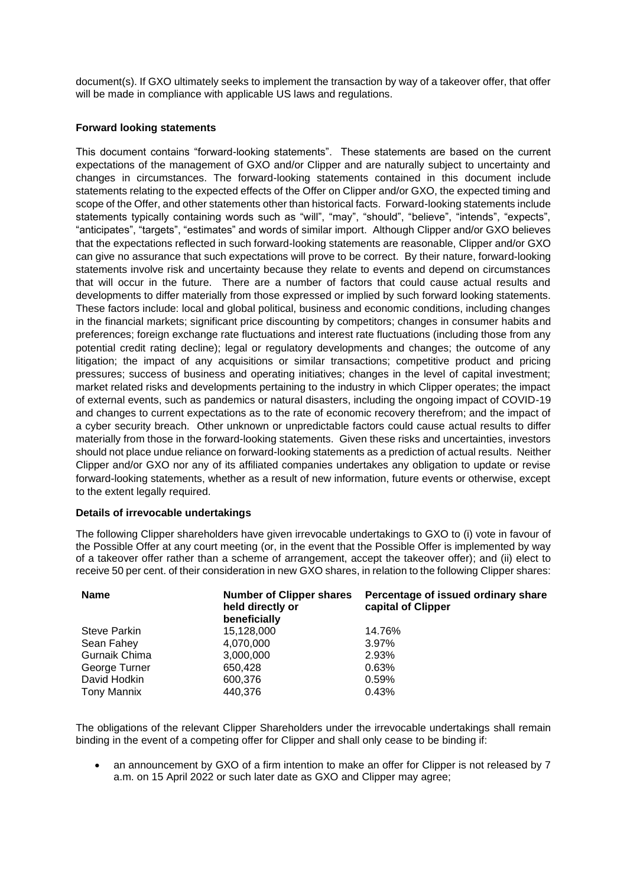document(s). If GXO ultimately seeks to implement the transaction by way of a takeover offer, that offer will be made in compliance with applicable US laws and regulations.

**Forward looking statements**

This document contains "forward-looking statements". These statements are based on the current expectations of the management of GXO and/or Clipper and are naturally subject to uncertainty and changes in circumstances. The forward-looking statements contained in this document include statements relating to the expected effects of the Offer on Clipper and/or GXO, the expected timing and scope of the Offer, and other statements other than historical facts. Forward-looking statements include statements typically containing words such as "will", "may", "should", "believe", "intends", "expects", "anticipates", "targets", "estimates" and words of similar import. Although Clipper and/or GXO believes that the expectations reflected in such forward-looking statements are reasonable, Clipper and/or GXO can give no assurance that such expectations will prove to be correct. By their nature, forward-looking statements involve risk and uncertainty because they relate to events and depend on circumstances that will occur in the future. There are a number of factors that could cause actual results and developments to differ materially from those expressed or implied by such forward looking statements. These factors include: local and global political, business and economic conditions, including changes in the financial markets; significant price discounting by competitors; changes in consumer habits and preferences; foreign exchange rate fluctuations and interest rate fluctuations (including those from any potential credit rating decline); legal or regulatory developments and changes; the outcome of any litigation; the impact of any acquisitions or similar transactions; competitive product and pricing pressures; success of business and operating initiatives; changes in the level of capital investment; market related risks and developments pertaining to the industry in which Clipper operates; the impact of external events, such as pandemics or natural disasters, including the ongoing impact of COVID-19 and changes to current expectations as to the rate of economic recovery therefrom; and the impact of a cyber security breach. Other unknown or unpredictable factors could cause actual results to differ materially from those in the forward-looking statements. Given these risks and uncertainties, investors should not place undue reliance on forward-looking statements as a prediction of actual results. Neither Clipper and/or GXO nor any of its affiliated companies undertakes any obligation to update or revise forward-looking statements, whether as a result of new information, future events or otherwise, except to the extent legally required.

**Details of irrevocable undertakings**

The following Clipper shareholders have given irrevocable undertakings to GXO to (i) vote in favour of the Possible Offer at any court meeting (or, in the event that the Possible Offer is implemented by way of a takeover offer rather than a scheme of arrangement, accept the takeover offer); and (ii) elect to receive 50 per cent. of their consideration in new GXO shares, in relation to the following Clipper shares:

| Name | Number of Clipper shares held directly or beneficially | Percentage of issued ordinary share capital of Clipper |
|---|---|---|
| Steve Parkin | 15,128,000 | 14.76% |
| Sean Fahey | 4,070,000 | 3.97% |
| Gurnaik Chima | 3,000,000 | 2.93% |
| George Turner | 650,428 | 0.63% |
| David Hodkin | 600,376 | 0.59% |
| Tony Mannix | 440,376 | 0.43% |

The obligations of the relevant Clipper Shareholders under the irrevocable undertakings shall remain binding in the event of a competing offer for Clipper and shall only cease to be binding if:

- an announcement by GXO of a firm intention to make an offer for Clipper is not released by 7 a.m. on 15 April 2022 or such later date as GXO and Clipper may agree;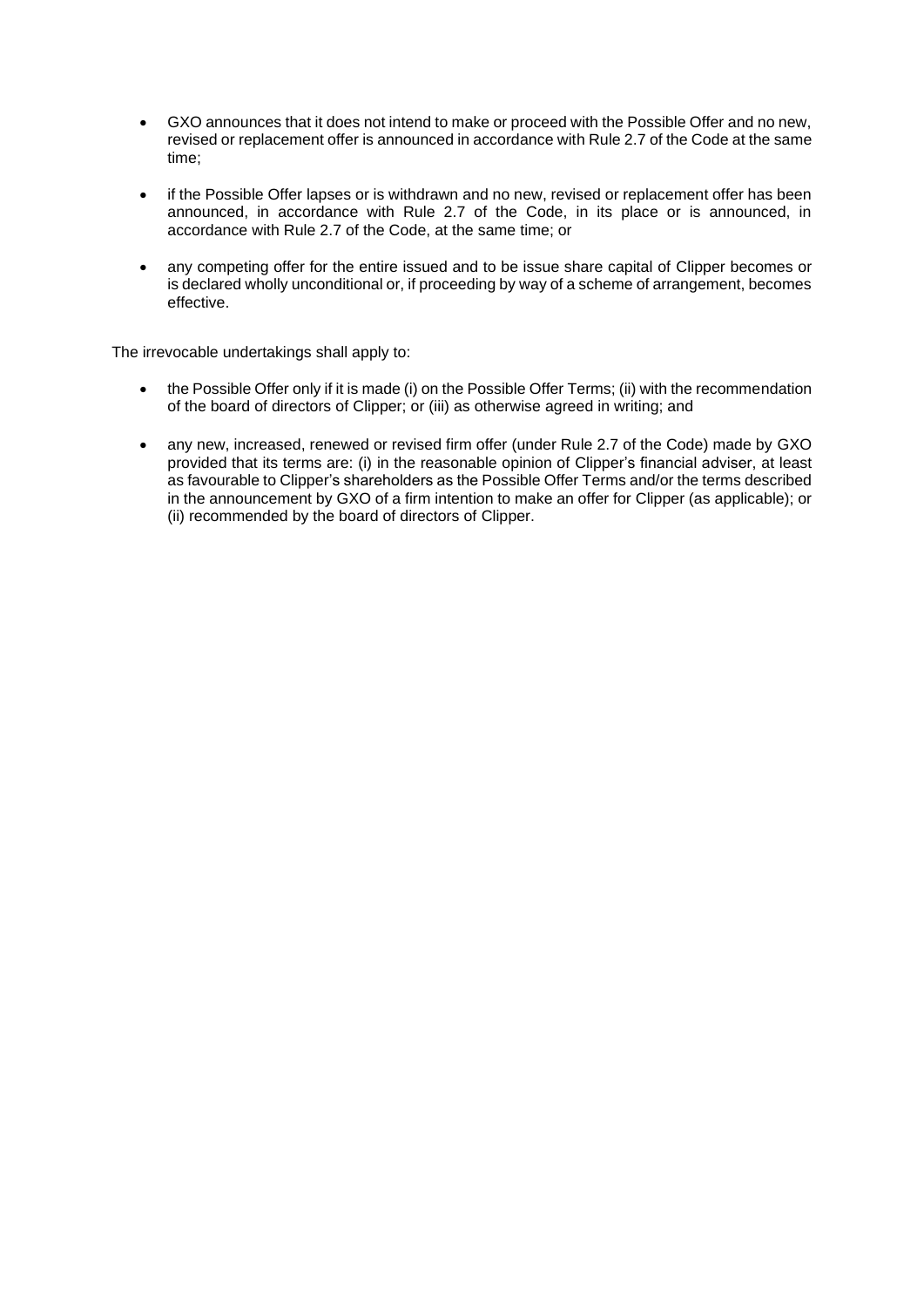- GXO announces that it does not intend to make or proceed with the Possible Offer and no new, revised or replacement offer is announced in accordance with Rule 2.7 of the Code at the same time;

- if the Possible Offer lapses or is withdrawn and no new, revised or replacement offer has been announced, in accordance with Rule 2.7 of the Code, in its place or is announced, in accordance with Rule 2.7 of the Code, at the same time; or

- any competing offer for the entire issued and to be issue share capital of Clipper becomes or is declared wholly unconditional or, if proceeding by way of a scheme of arrangement, becomes effective.

The irrevocable undertakings shall apply to:

- the Possible Offer only if it is made (i) on the Possible Offer Terms; (ii) with the recommendation of the board of directors of Clipper; or (iii) as otherwise agreed in writing; and

- any new, increased, renewed or revised firm offer (under Rule 2.7 of the Code) made by GXO provided that its terms are: (i) in the reasonable opinion of Clipper's financial adviser, at least as favourable to Clipper's shareholders as the Possible Offer Terms and/or the terms described in the announcement by GXO of a firm intention to make an offer for Clipper (as applicable); or (ii) recommended by the board of directors of Clipper.